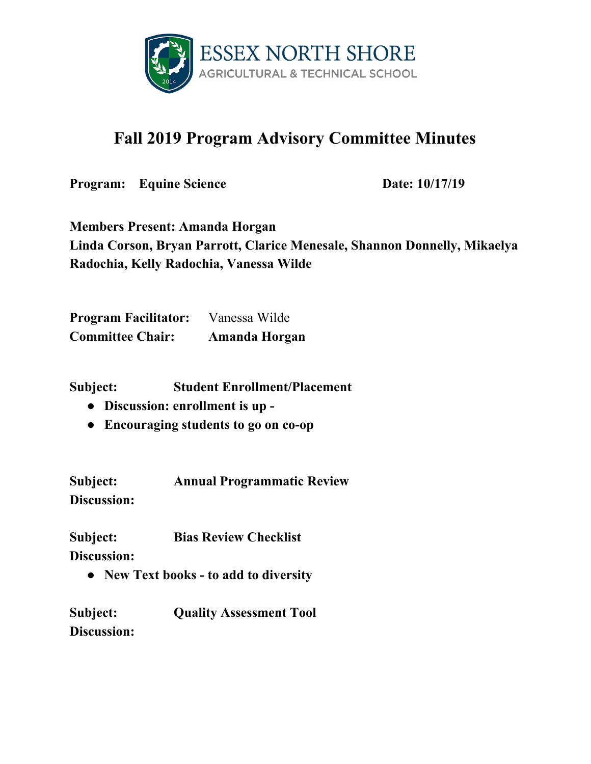ESSEX NORTH SHORE
AGRICULTURAL & TECHNICAL SCHOOL

# Fall 2019 Program Advisory Committee Minutes

**Program: Equine Science** **Date: 10/17/19**

**Members Present: Amanda Horgan**
**Linda Corson, Bryan Parrott, Clarice Menesale, Shannon Donnelly, Mikaelya Radochia, Kelly Radochia, Vanessa Wilde**

**Program Facilitator:** Vanessa Wilde
**Committee Chair:** **Amanda Horgan**

**Subject: Student Enrollment/Placement**

- **Discussion: enrollment is up -**
- **Encouraging students to go on co-op**

**Subject: Annual Programmatic Review**
**Discussion:**

**Subject: Bias Review Checklist**
**Discussion:**

- **New Text books - to add to diversity**

**Subject: Quality Assessment Tool**
**Discussion:**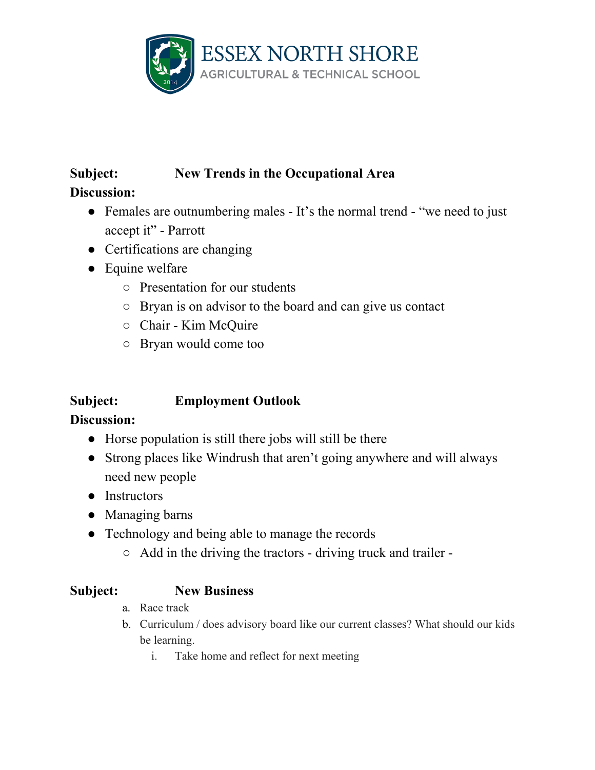**Subject:** **New Trends in the Occupational Area**

**Discussion:**

- Females are outnumbering males - It's the normal trend - "we need to just accept it" - Parrott
- Certifications are changing
- Equine welfare
  - Presentation for our students
  - Bryan is on advisor to the board and can give us contact
  - Chair - Kim McQuire
  - Bryan would come too

**Subject:** **Employment Outlook**

**Discussion:**

- Horse population is still there jobs will still be there
- Strong places like Windrush that aren't going anywhere and will always need new people
- Instructors
- Managing barns
- Technology and being able to manage the records
  - Add in the driving the tractors - driving truck and trailer -

**Subject:** **New Business**

a. Race track
b. Curriculum / does advisory board like our current classes? What should our kids be learning.
   i. Take home and reflect for next meeting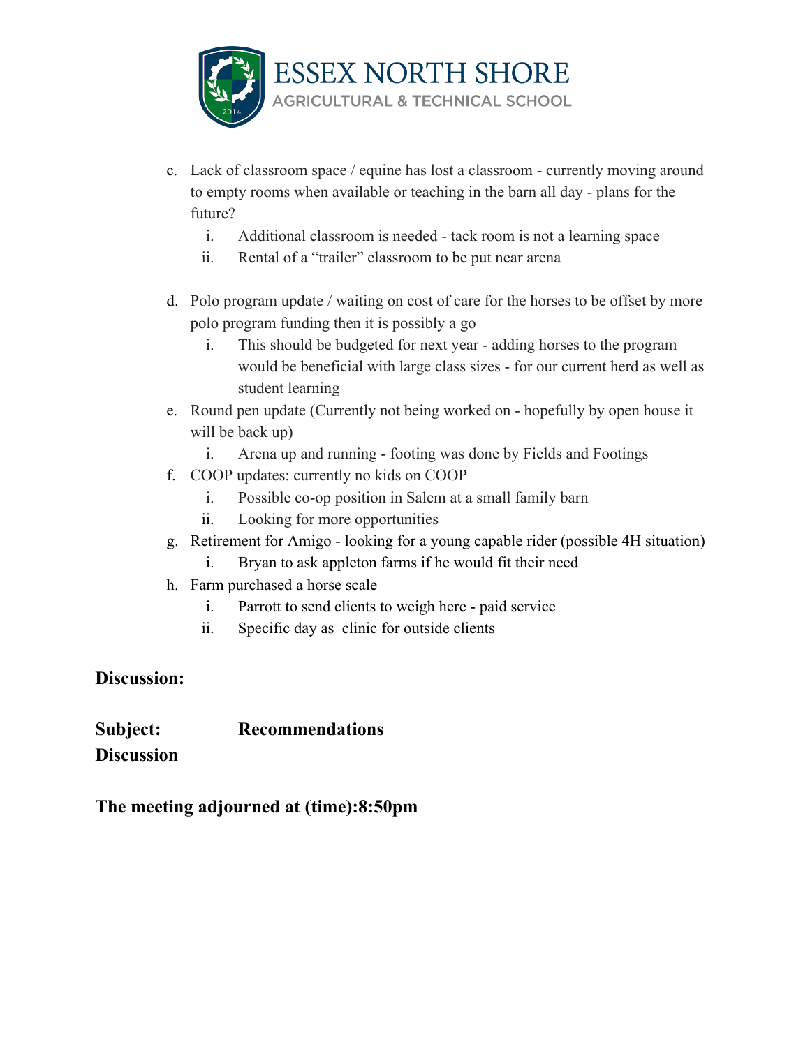c. Lack of classroom space / equine has lost a classroom - currently moving around to empty rooms when available or teaching in the barn all day - plans for the future?
    i. Additional classroom is needed - tack room is not a learning space
    ii. Rental of a "trailer" classroom to be put near arena

d. Polo program update / waiting on cost of care for the horses to be offset by more polo program funding then it is possibly a go
    i. This should be budgeted for next year - adding horses to the program would be beneficial with large class sizes - for our current herd as well as student learning

e. Round pen update (Currently not being worked on - hopefully by open house it will be back up)
    i. Arena up and running - footing was done by Fields and Footings

f. COOP updates: currently no kids on COOP
    i. Possible co-op position in Salem at a small family barn
    ii. Looking for more opportunities

g. Retirement for Amigo - looking for a young capable rider (possible 4H situation)
    i. Bryan to ask appleton farms if he would fit their need

h. Farm purchased a horse scale
    i. Parrott to send clients to weigh here - paid service
    ii. Specific day as clinic for outside clients

**Discussion:**

**Subject:** **Recommendations**

**Discussion**

**The meeting adjourned at (time):8:50pm**